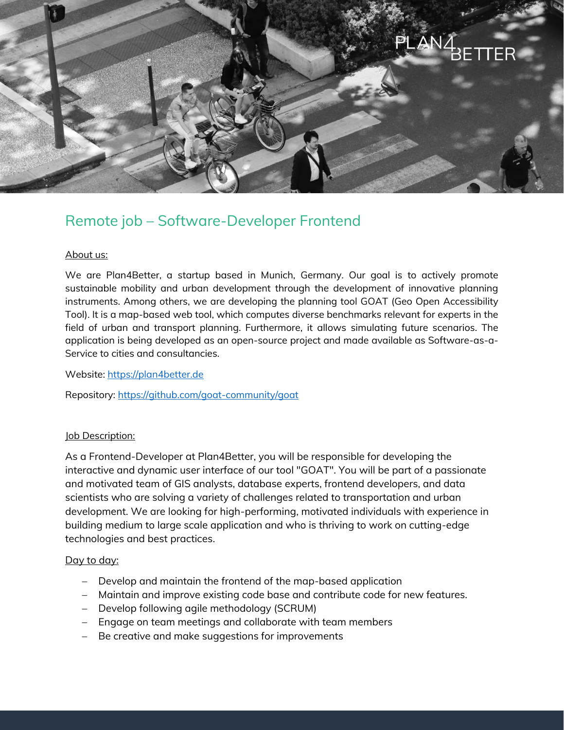# Remote job – Software-Developer Frontend

About us:

We are Plan4Better, a startup based in Munich, Germany. Our goal is to actively promote sustainable mobility and urban development through the development of innovative planning instruments. Among others, we are developing the planning tool GOAT (Geo Open Accessibility Tool). It is a map-based web tool, which computes diverse benchmarks relevant for experts in the field of urban and transport planning. Furthermore, it allows simulating future scenarios. The application is being developed as an open-source project and made available as Software-as-a-Service to cities and consultancies.

Website: [https://plan4better.de](https://plan4better.de)

Repository: [https://github.com/goat-community/goat](https://github.com/goat-community/goat)

Job Description:

As a Frontend-Developer at Plan4Better, you will be responsible for developing the interactive and dynamic user interface of our tool "GOAT". You will be part of a passionate and motivated team of GIS analysts, database experts, frontend developers, and data scientists who are solving a variety of challenges related to transportation and urban development. We are looking for high-performing, motivated individuals with experience in building medium to large scale application and who is thriving to work on cutting-edge technologies and best practices.

Day to day:

- Develop and maintain the frontend of the map-based application
- Maintain and improve existing code base and contribute code for new features.
- Develop following agile methodology (SCRUM)
- Engage on team meetings and collaborate with team members
- Be creative and make suggestions for improvements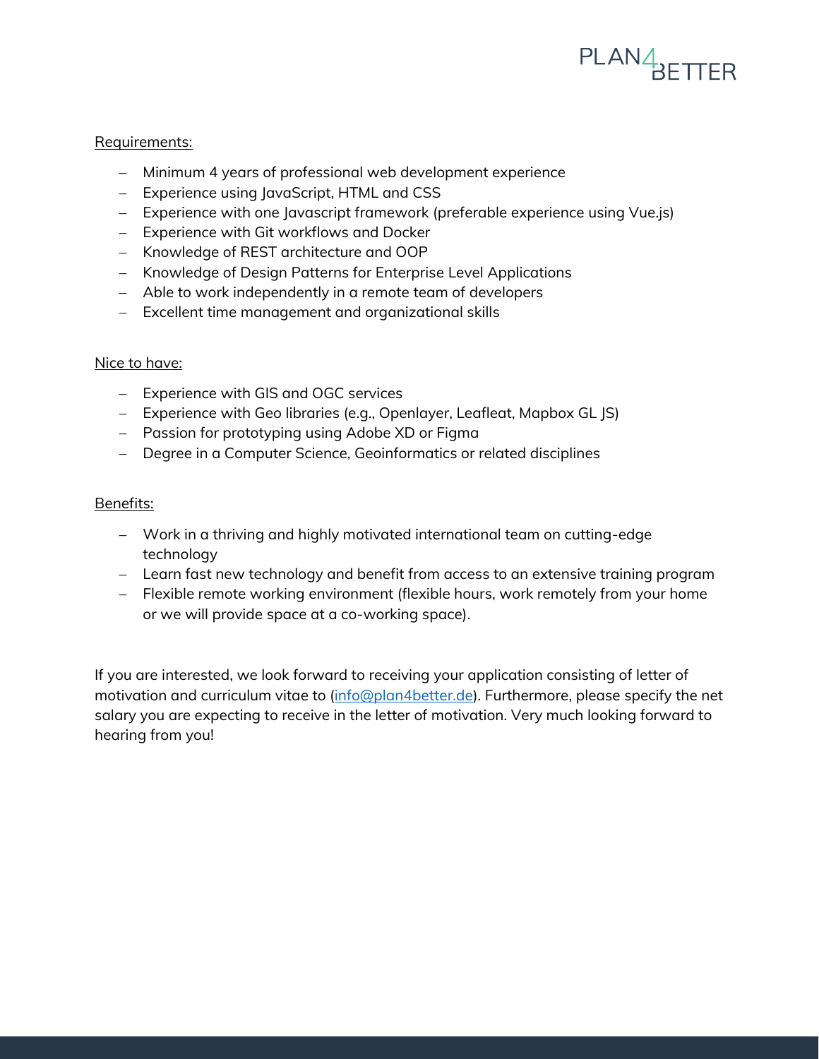Requirements:

- Minimum 4 years of professional web development experience
- Experience using JavaScript, HTML and CSS
- Experience with one Javascript framework (preferable experience using Vue.js)
- Experience with Git workflows and Docker
- Knowledge of REST architecture and OOP
- Knowledge of Design Patterns for Enterprise Level Applications
- Able to work independently in a remote team of developers
- Excellent time management and organizational skills

Nice to have:

- Experience with GIS and OGC services
- Experience with Geo libraries (e.g., Openlayer, Leafleat, Mapbox GL JS)
- Passion for prototyping using Adobe XD or Figma
- Degree in a Computer Science, Geoinformatics or related disciplines

Benefits:

- Work in a thriving and highly motivated international team on cutting-edge technology
- Learn fast new technology and benefit from access to an extensive training program
- Flexible remote working environment (flexible hours, work remotely from your home or we will provide space at a co-working space).

If you are interested, we look forward to receiving your application consisting of letter of motivation and curriculum vitae to (info@plan4better.de). Furthermore, please specify the net salary you are expecting to receive in the letter of motivation. Very much looking forward to hearing from you!